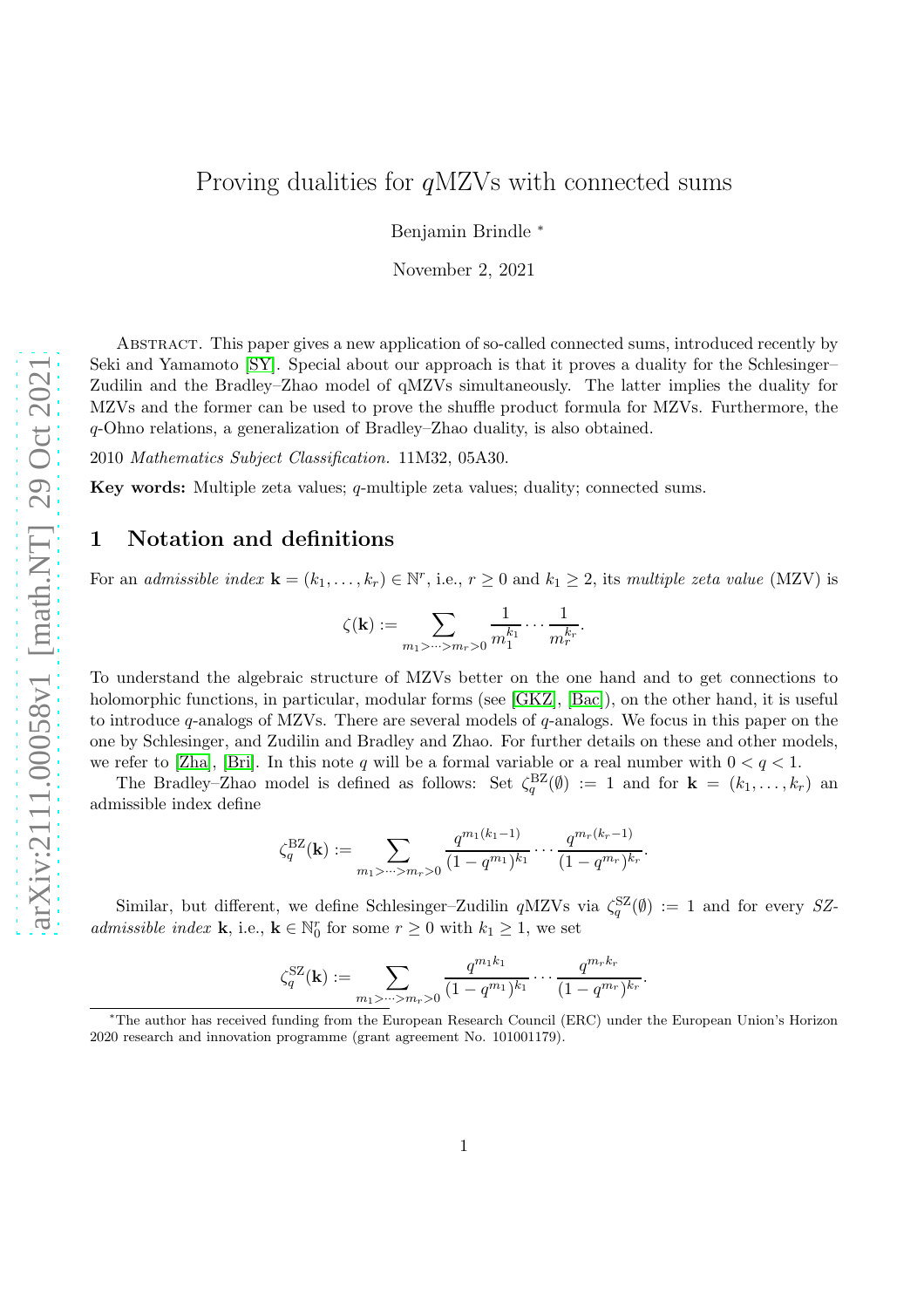# Proving dualities for $q$MZVs with connected sums

Benjamin Brindle *

November 2, 2021

Abstract. This paper gives a new application of so-called connected sums, introduced recently by Seki and Yamamoto [SY]. Special about our approach is that it proves a duality for the Schlesinger–Zudilin and the Bradley–Zhao model of qMZVs simultaneously. The latter implies the duality for MZVs and the former can be used to prove the shuffle product formula for MZVs. Furthermore, the $q$-Ohno relations, a generalization of Bradley–Zhao duality, is also obtained.

2010 *Mathematics Subject Classification.* 11M32, 05A30.

**Key words:** Multiple zeta values; $q$-multiple zeta values; duality; connected sums.

## 1 Notation and definitions

For an *admissible index* $\mathbf{k} = (k_1, \ldots, k_r) \in \mathbb{N}^r$, i.e., $r \geq 0$ and $k_1 \geq 2$, its *multiple zeta value* (MZV) is

$$\zeta(\mathbf{k}) := \sum_{m_1 > \cdots > m_r > 0} \frac{1}{m_1^{k_1}} \cdots \frac{1}{m_r^{k_r}}.$$

To understand the algebraic structure of MZVs better on the one hand and to get connections to holomorphic functions, in particular, modular forms (see [GKZ], [Bac]), on the other hand, it is useful to introduce $q$-analogs of MZVs. There are several models of $q$-analogs. We focus in this paper on the one by Schlesinger, and Zudilin and Bradley and Zhao. For further details on these and other models, we refer to [Zha], [Bri]. In this note $q$ will be a formal variable or a real number with $0 < q < 1$.

The Bradley–Zhao model is defined as follows: Set $\zeta_q^{\mathrm{BZ}}(\emptyset) := 1$ and for $\mathbf{k} = (k_1, \ldots, k_r)$ an admissible index define

$$\zeta_q^{\mathrm{BZ}}(\mathbf{k}) := \sum_{m_1 > \cdots > m_r > 0} \frac{q^{m_1(k_1-1)}}{(1-q^{m_1})^{k_1}} \cdots \frac{q^{m_r(k_r-1)}}{(1-q^{m_r})^{k_r}}.$$

Similar, but different, we define Schlesinger–Zudilin $q$MZVs via $\zeta_q^{\mathrm{SZ}}(\emptyset) := 1$ and for every *SZ-admissible index* $\mathbf{k}$, i.e., $\mathbf{k} \in \mathbb{N}_0^r$ for some $r \geq 0$ with $k_1 \geq 1$, we set

$$\zeta_q^{\mathrm{SZ}}(\mathbf{k}) := \sum_{m_1 > \cdots > m_r > 0} \frac{q^{m_1 k_1}}{(1-q^{m_1})^{k_1}} \cdots \frac{q^{m_r k_r}}{(1-q^{m_r})^{k_r}}.$$

*The author has received funding from the European Research Council (ERC) under the European Union's Horizon 2020 research and innovation programme (grant agreement No. 101001179).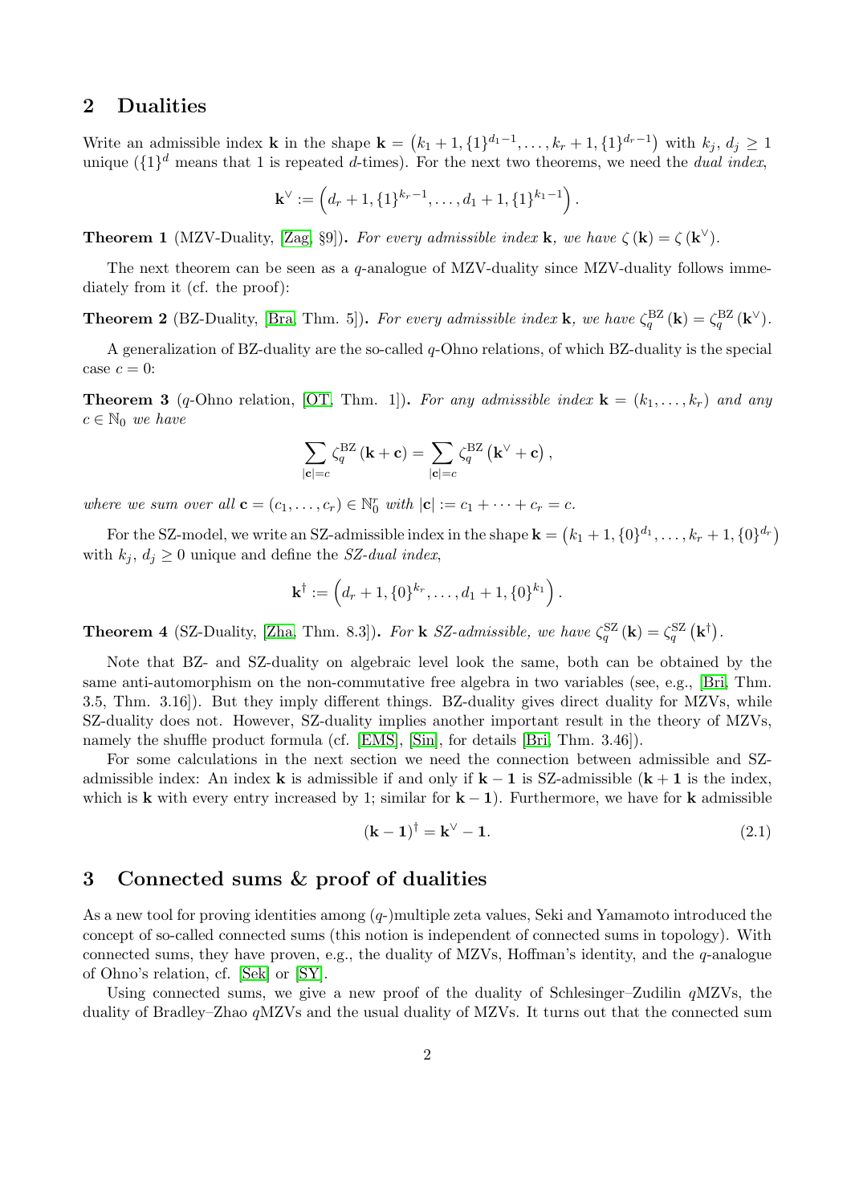## 2 Dualities

Write an admissible index $\mathbf{k}$ in the shape $\mathbf{k} = \left(k_1+1, \{1\}^{d_1-1}, \ldots, k_r+1, \{1\}^{d_r-1}\right)$ with $k_j,\, d_j \geq 1$ unique ($\{1\}^d$ means that 1 is repeated $d$-times). For the next two theorems, we need the *dual index*,

$$\mathbf{k}^\vee := \left(d_r+1, \{1\}^{k_r-1}, \ldots, d_1+1, \{1\}^{k_1-1}\right).$$

**Theorem 1** (MZV-Duality, [Zag, §9])**.** *For every admissible index* $\mathbf{k}$*, we have* $\zeta(\mathbf{k}) = \zeta(\mathbf{k}^\vee)$*.*

The next theorem can be seen as a $q$-analogue of MZV-duality since MZV-duality follows immediately from it (cf. the proof):

**Theorem 2** (BZ-Duality, [Bra, Thm. 5])**.** *For every admissible index* $\mathbf{k}$*, we have* $\zeta_q^{\mathrm{BZ}}(\mathbf{k}) = \zeta_q^{\mathrm{BZ}}(\mathbf{k}^\vee)$*.*

A generalization of BZ-duality are the so-called $q$-Ohno relations, of which BZ-duality is the special case $c = 0$:

**Theorem 3** ($q$-Ohno relation, [OT, Thm. 1])**.** *For any admissible index* $\mathbf{k} = (k_1, \ldots, k_r)$ *and any* $c \in \mathbb{N}_0$ *we have*

$$\sum_{|\mathbf{c}|=c} \zeta_q^{\mathrm{BZ}}(\mathbf{k}+\mathbf{c}) = \sum_{|\mathbf{c}|=c} \zeta_q^{\mathrm{BZ}}(\mathbf{k}^\vee+\mathbf{c}),$$

*where we sum over all* $\mathbf{c} = (c_1, \ldots, c_r) \in \mathbb{N}_0^r$ *with* $|\mathbf{c}| := c_1 + \cdots + c_r = c$*.*

For the SZ-model, we write an SZ-admissible index in the shape $\mathbf{k} = \left(k_1+1, \{0\}^{d_1}, \ldots, k_r+1, \{0\}^{d_r}\right)$ with $k_j,\, d_j \geq 0$ unique and define the *SZ-dual index*,

$$\mathbf{k}^\dagger := \left(d_r+1, \{0\}^{k_r}, \ldots, d_1+1, \{0\}^{k_1}\right).$$

**Theorem 4** (SZ-Duality, [Zha, Thm. 8.3])**.** *For* $\mathbf{k}$ *SZ-admissible, we have* $\zeta_q^{\mathrm{SZ}}(\mathbf{k}) = \zeta_q^{\mathrm{SZ}}(\mathbf{k}^\dagger)$*.*

Note that BZ- and SZ-duality on algebraic level look the same, both can be obtained by the same anti-automorphism on the non-commutative free algebra in two variables (see, e.g., [Bri, Thm. 3.5, Thm. 3.16]). But they imply different things. BZ-duality gives direct duality for MZVs, while SZ-duality does not. However, SZ-duality implies another important result in the theory of MZVs, namely the shuffle product formula (cf. [EMS], [Sin], for details [Bri, Thm. 3.46]).

For some calculations in the next section we need the connection between admissible and SZ-admissible index: An index $\mathbf{k}$ is admissible if and only if $\mathbf{k}-\mathbf{1}$ is SZ-admissible ($\mathbf{k}+\mathbf{1}$ is the index, which is $\mathbf{k}$ with every entry increased by 1; similar for $\mathbf{k}-\mathbf{1}$). Furthermore, we have for $\mathbf{k}$ admissible

$$(\mathbf{k}-\mathbf{1})^\dagger = \mathbf{k}^\vee - \mathbf{1}. \tag{2.1}$$

## 3 Connected sums & proof of dualities

As a new tool for proving identities among ($q$-)multiple zeta values, Seki and Yamamoto introduced the concept of so-called connected sums (this notion is independent of connected sums in topology). With connected sums, they have proven, e.g., the duality of MZVs, Hoffman's identity, and the $q$-analogue of Ohno's relation, cf. [Sek] or [SY].

Using connected sums, we give a new proof of the duality of Schlesinger–Zudilin $q$MZVs, the duality of Bradley–Zhao $q$MZVs and the usual duality of MZVs. It turns out that the connected sum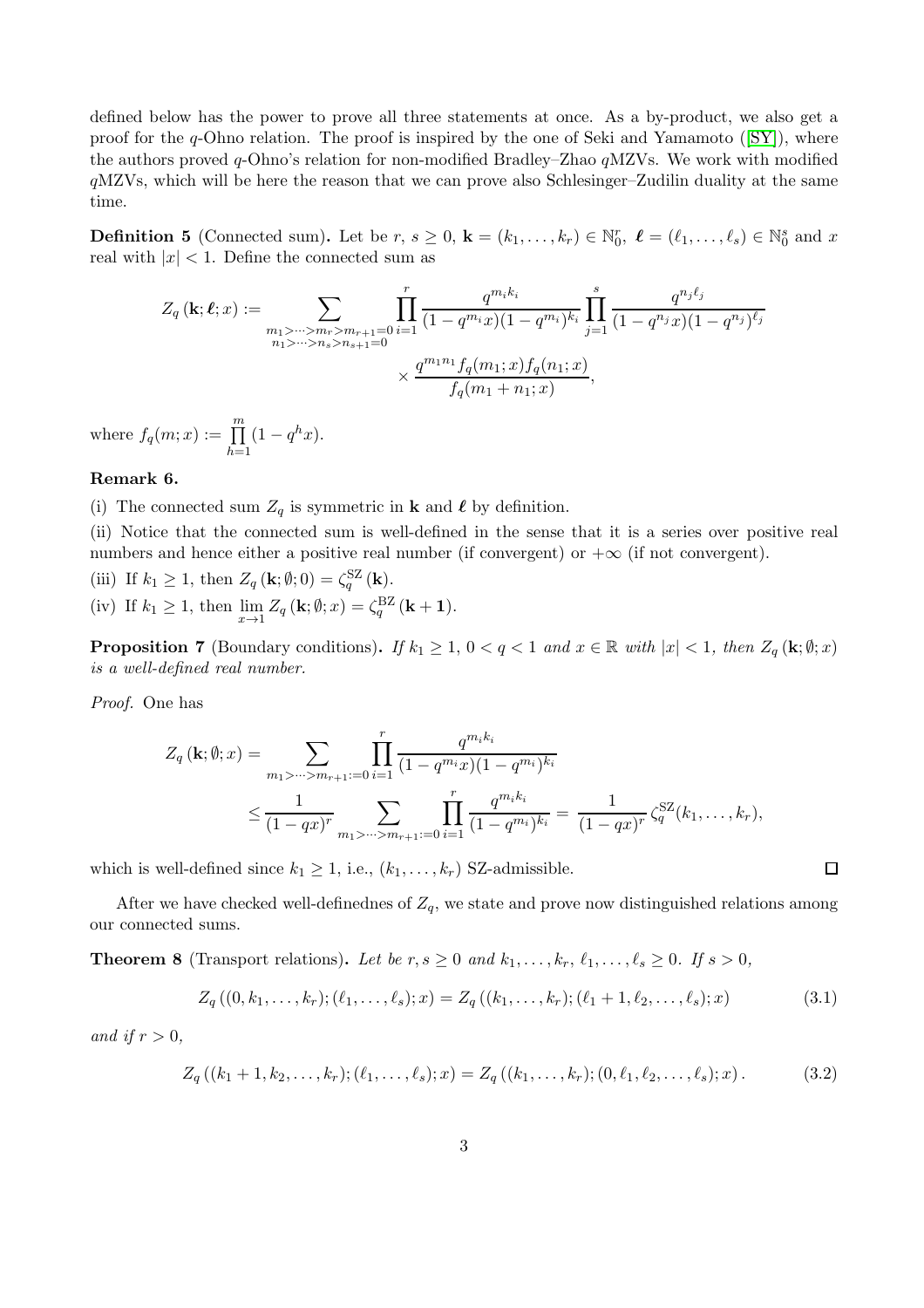defined below has the power to prove all three statements at once. As a by-product, we also get a proof for the $q$-Ohno relation. The proof is inspired by the one of Seki and Yamamoto ([SY]), where the authors proved $q$-Ohno's relation for non-modified Bradley–Zhao $q$MZVs. We work with modified $q$MZVs, which will be here the reason that we can prove also Schlesinger–Zudilin duality at the same time.

**Definition 5** (Connected sum)**.** Let be $r,\, s \geq 0$, $\mathbf{k} = (k_1, \ldots, k_r) \in \mathbb{N}_0^r$, $\boldsymbol{\ell} = (\ell_1, \ldots, \ell_s) \in \mathbb{N}_0^s$ and $x$ real with $|x| < 1$. Define the connected sum as

$$Z_q\left(\mathbf{k}; \boldsymbol{\ell}; x\right) := \sum_{\substack{m_1 > \cdots > m_r > m_{r+1} = 0 \\ n_1 > \cdots > n_s > n_{s+1} = 0}} \prod_{i=1}^{r} \frac{q^{m_i k_i}}{(1-q^{m_i}x)(1-q^{m_i})^{k_i}} \prod_{j=1}^{s} \frac{q^{n_j \ell_j}}{(1-q^{n_j}x)(1-q^{n_j})^{\ell_j}} \times \frac{q^{m_1 n_1} f_q(m_1; x) f_q(n_1; x)}{f_q(m_1 + n_1; x)},$$

where $f_q(m; x) := \prod_{h=1}^{m} (1 - q^h x)$.

**Remark 6.**

(i) The connected sum $Z_q$ is symmetric in $\mathbf{k}$ and $\boldsymbol{\ell}$ by definition.

(ii) Notice that the connected sum is well-defined in the sense that it is a series over positive real numbers and hence either a positive real number (if convergent) or $+\infty$ (if not convergent).

(iii) If $k_1 \geq 1$, then $Z_q\left(\mathbf{k}; \emptyset; 0\right) = \zeta_q^{\mathrm{SZ}}\left(\mathbf{k}\right)$.

(iv) If $k_1 \geq 1$, then $\lim_{x \to 1} Z_q\left(\mathbf{k}; \emptyset; x\right) = \zeta_q^{\mathrm{BZ}}\left(\mathbf{k} + \mathbf{1}\right)$.

**Proposition 7** (Boundary conditions)**.** *If $k_1 \geq 1$, $0 < q < 1$ and $x \in \mathbb{R}$ with $|x| < 1$, then $Z_q\left(\mathbf{k}; \emptyset; x\right)$ is a well-defined real number.*

*Proof.* One has

$$\begin{aligned} Z_q\left(\mathbf{k}; \emptyset; x\right) &= \sum_{m_1 > \cdots > m_{r+1} := 0} \prod_{i=1}^{r} \frac{q^{m_i k_i}}{(1-q^{m_i}x)(1-q^{m_i})^{k_i}} \\ &\leq \frac{1}{(1-qx)^r} \sum_{m_1 > \cdots > m_{r+1} := 0} \prod_{i=1}^{r} \frac{q^{m_i k_i}}{(1-q^{m_i})^{k_i}} = \frac{1}{(1-qx)^r}\, \zeta_q^{\mathrm{SZ}}(k_1, \ldots, k_r), \end{aligned}$$

which is well-defined since $k_1 \geq 1$, i.e., $(k_1, \ldots, k_r)$ SZ-admissible. $\square$

After we have checked well-definednes of $Z_q$, we state and prove now distinguished relations among our connected sums.

**Theorem 8** (Transport relations)**.** *Let be $r, s \geq 0$ and $k_1, \ldots, k_r,\, \ell_1, \ldots, \ell_s \geq 0$. If $s > 0$,*

$$Z_q\left((0, k_1, \ldots, k_r); (\ell_1, \ldots, \ell_s); x\right) = Z_q\left((k_1, \ldots, k_r); (\ell_1 + 1, \ell_2, \ldots, \ell_s); x\right) \tag{3.1}$$

*and if $r > 0$,*

$$Z_q\left((k_1 + 1, k_2, \ldots, k_r); (\ell_1, \ldots, \ell_s); x\right) = Z_q\left((k_1, \ldots, k_r); (0, \ell_1, \ell_2, \ldots, \ell_s); x\right). \tag{3.2}$$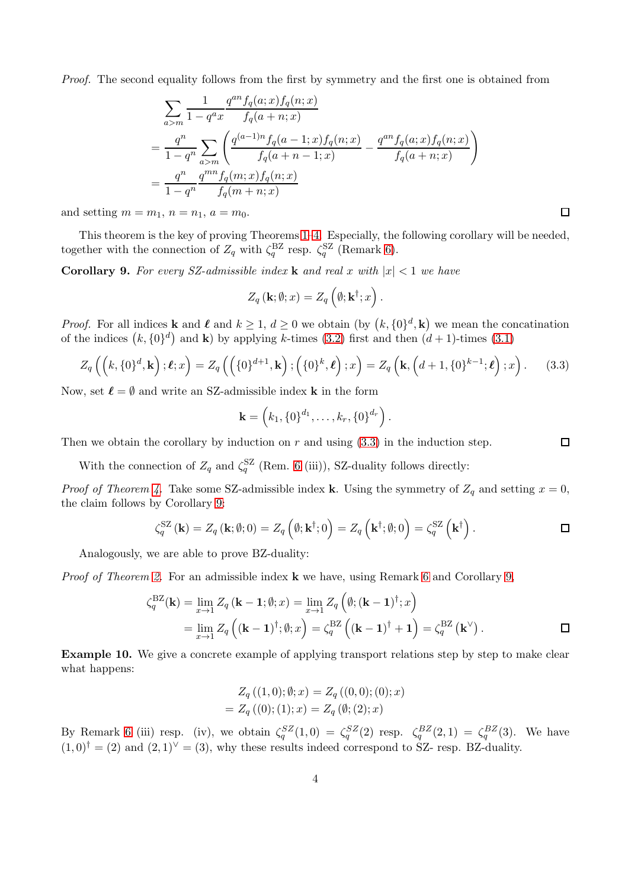*Proof.* The second equality follows from the first by symmetry and the first one is obtained from

$$\begin{aligned}
&\sum_{a>m} \frac{1}{1-q^a x} \frac{q^{an} f_q(a;x) f_q(n;x)}{f_q(a+n;x)} \\
&= \frac{q^n}{1-q^n} \sum_{a>m} \left( \frac{q^{(a-1)n} f_q(a-1;x) f_q(n;x)}{f_q(a+n-1;x)} - \frac{q^{an} f_q(a;x) f_q(n;x)}{f_q(a+n;x)} \right) \\
&= \frac{q^n}{1-q^n} \frac{q^{mn} f_q(m;x) f_q(n;x)}{f_q(m+n;x)}
\end{aligned}$$

and setting $m = m_1$, $n = n_1$, $a = m_0$. $\square$

This theorem is the key of proving Theorems 1–4. Especially, the following corollary will be needed, together with the connection of $Z_q$ with $\zeta_q^{\mathrm{BZ}}$ resp. $\zeta_q^{\mathrm{SZ}}$ (Remark 6).

**Corollary 9.** *For every SZ-admissible index* $\mathbf{k}$ *and real* $x$ *with* $|x| < 1$ *we have*

$$Z_q(\mathbf{k}; \emptyset; x) = Z_q\left(\emptyset; \mathbf{k}^{\dagger}; x\right).$$

*Proof.* For all indices $\mathbf{k}$ and $\boldsymbol{\ell}$ and $k \geq 1$, $d \geq 0$ we obtain (by $\left(k, \{0\}^d, \mathbf{k}\right)$ we mean the concatination of the indices $\left(k, \{0\}^d\right)$ and $\mathbf{k}$) by applying $k$-times (3.2) first and then $(d+1)$-times (3.1)

$$Z_q\left(\left(k, \{0\}^d, \mathbf{k}\right); \boldsymbol{\ell}; x\right) = Z_q\left(\left(\{0\}^{d+1}, \mathbf{k}\right); \left(\{0\}^k, \boldsymbol{\ell}\right); x\right) = Z_q\left(\mathbf{k}, \left(d+1, \{0\}^{k-1}; \boldsymbol{\ell}\right); x\right). \tag{3.3}$$

Now, set $\boldsymbol{\ell} = \emptyset$ and write an SZ-admissible index $\mathbf{k}$ in the form

$$\mathbf{k} = \left(k_1, \{0\}^{d_1}, \ldots, k_r, \{0\}^{d_r}\right).$$

Then we obtain the corollary by induction on $r$ and using (3.3) in the induction step. $\square$

With the connection of $Z_q$ and $\zeta_q^{\mathrm{SZ}}$ (Rem. 6 (iii)), SZ-duality follows directly:

*Proof of Theorem 4.* Take some SZ-admissible index $\mathbf{k}$. Using the symmetry of $Z_q$ and setting $x = 0$, the claim follows by Corollary 9:

$$\zeta_q^{\mathrm{SZ}}(\mathbf{k}) = Z_q(\mathbf{k}; \emptyset; 0) = Z_q\left(\emptyset; \mathbf{k}^{\dagger}; 0\right) = Z_q\left(\mathbf{k}^{\dagger}; \emptyset; 0\right) = \zeta_q^{\mathrm{SZ}}\left(\mathbf{k}^{\dagger}\right). \qquad \square$$

Analogously, we are able to prove BZ-duality:

*Proof of Theorem 2.* For an admissible index $\mathbf{k}$ we have, using Remark 6 and Corollary 9,

$$\begin{aligned}
\zeta_q^{\mathrm{BZ}}(\mathbf{k}) &= \lim_{x \to 1} Z_q(\mathbf{k} - \mathbf{1}; \emptyset; x) = \lim_{x \to 1} Z_q\left(\emptyset; (\mathbf{k} - \mathbf{1})^{\dagger}; x\right) \\
&= \lim_{x \to 1} Z_q\left((\mathbf{k} - \mathbf{1})^{\dagger}; \emptyset; x\right) = \zeta_q^{\mathrm{BZ}}\left((\mathbf{k} - \mathbf{1})^{\dagger} + \mathbf{1}\right) = \zeta_q^{\mathrm{BZ}}\left(\mathbf{k}^{\vee}\right). \qquad \square
\end{aligned}$$

**Example 10.** We give a concrete example of applying transport relations step by step to make clear what happens:

$$\begin{aligned}
&Z_q((1,0); \emptyset; x) = Z_q((0,0); (0); x) \\
&= Z_q((0); (1); x) = Z_q(\emptyset; (2); x)
\end{aligned}$$

By Remark 6 (iii) resp. (iv), we obtain $\zeta_q^{SZ}(1,0) = \zeta_q^{SZ}(2)$ resp. $\zeta_q^{BZ}(2,1) = \zeta_q^{BZ}(3)$. We have $(1,0)^{\dagger} = (2)$ and $(2,1)^{\vee} = (3)$, why these results indeed correspond to SZ- resp. BZ-duality.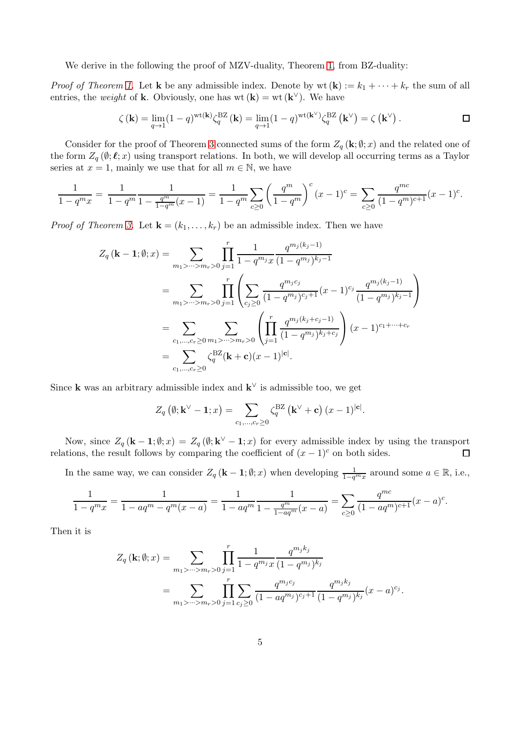We derive in the following the proof of MZV-duality, Theorem 1, from BZ-duality:

*Proof of Theorem 1.* Let $\mathbf{k}$ be any admissible index. Denote by $\operatorname{wt}(\mathbf{k}) := k_1 + \cdots + k_r$ the sum of all entries, the *weight* of $\mathbf{k}$. Obviously, one has $\operatorname{wt}(\mathbf{k}) = \operatorname{wt}(\mathbf{k}^\vee)$. We have

$$\zeta(\mathbf{k}) = \lim_{q \to 1} (1-q)^{\operatorname{wt}(\mathbf{k})} \zeta_q^{\mathrm{BZ}}(\mathbf{k}) = \lim_{q \to 1} (1-q)^{\operatorname{wt}(\mathbf{k}^\vee)} \zeta_q^{\mathrm{BZ}}(\mathbf{k}^\vee) = \zeta(\mathbf{k}^\vee). \qquad \square$$

Consider for the proof of Theorem 3 connected sums of the form $Z_q(\mathbf{k}; \emptyset; x)$ and the related one of the form $Z_q(\emptyset; \boldsymbol{\ell}; x)$ using transport relations. In both, we will develop all occurring terms as a Taylor series at $x = 1$, mainly we use that for all $m \in \mathbb{N}$, we have

$$\frac{1}{1-q^m x} = \frac{1}{1-q^m} \frac{1}{1 - \frac{q^m}{1-q^m}(x-1)} = \frac{1}{1-q^m} \sum_{c \geq 0} \left( \frac{q^m}{1-q^m} \right)^c (x-1)^c = \sum_{c \geq 0} \frac{q^{mc}}{(1-q^m)^{c+1}} (x-1)^c.$$

*Proof of Theorem 3.* Let $\mathbf{k} = (k_1, \ldots, k_r)$ be an admissible index. Then we have

$$\begin{aligned}
Z_q(\mathbf{k} - \mathbf{1}; \emptyset; x) &= \sum_{m_1 > \cdots > m_r > 0} \prod_{j=1}^r \frac{1}{1-q^{m_j}x} \frac{q^{m_j(k_j-1)}}{(1-q^{m_j})^{k_j-1}} \\
&= \sum_{m_1 > \cdots > m_r > 0} \prod_{j=1}^r \left( \sum_{c_j \geq 0} \frac{q^{m_j c_j}}{(1-q^{m_j})^{c_j+1}} (x-1)^{c_j} \frac{q^{m_j(k_j-1)}}{(1-q^{m_j})^{k_j-1}} \right) \\
&= \sum_{c_1, \ldots, c_r \geq 0} \sum_{m_1 > \cdots > m_r > 0} \left( \prod_{j=1}^r \frac{q^{m_j(k_j+c_j-1)}}{(1-q^{m_j})^{k_j+c_j}} \right) (x-1)^{c_1 + \cdots + c_r} \\
&= \sum_{c_1, \ldots, c_r \geq 0} \zeta_q^{\mathrm{BZ}}(\mathbf{k} + \mathbf{c}) (x-1)^{|\mathbf{c}|}.
\end{aligned}$$

Since $\mathbf{k}$ was an arbitrary admissible index and $\mathbf{k}^\vee$ is admissible too, we get

$$Z_q(\emptyset; \mathbf{k}^\vee - \mathbf{1}; x) = \sum_{c_1, \ldots, c_r \geq 0} \zeta_q^{\mathrm{BZ}}(\mathbf{k}^\vee + \mathbf{c}) (x-1)^{|\mathbf{c}|}.$$

Now, since $Z_q(\mathbf{k} - \mathbf{1}; \emptyset; x) = Z_q(\emptyset; \mathbf{k}^\vee - \mathbf{1}; x)$ for every admissible index by using the transport relations, the result follows by comparing the coefficient of $(x-1)^c$ on both sides. $\square$

In the same way, we can consider $Z_q(\mathbf{k} - \mathbf{1}; \emptyset; x)$ when developing $\frac{1}{1-q^m x}$ around some $a \in \mathbb{R}$, i.e.,

$$\frac{1}{1-q^m x} = \frac{1}{1 - aq^m - q^m(x-a)} = \frac{1}{1-aq^m} \frac{1}{1 - \frac{q^m}{1-aq^m}(x-a)} = \sum_{c \geq 0} \frac{q^{mc}}{(1-aq^m)^{c+1}} (x-a)^c.$$

Then it is

$$\begin{aligned}
Z_q(\mathbf{k}; \emptyset; x) &= \sum_{m_1 > \cdots > m_r > 0} \prod_{j=1}^r \frac{1}{1-q^{m_j}x} \frac{q^{m_j k_j}}{(1-q^{m_j})^{k_j}} \\
&= \sum_{m_1 > \cdots > m_r > 0} \prod_{j=1}^r \sum_{c_j \geq 0} \frac{q^{m_j c_j}}{(1-aq^{m_j})^{c_j+1}} \frac{q^{m_j k_j}}{(1-q^{m_j})^{k_j}} (x-a)^{c_j}.
\end{aligned}$$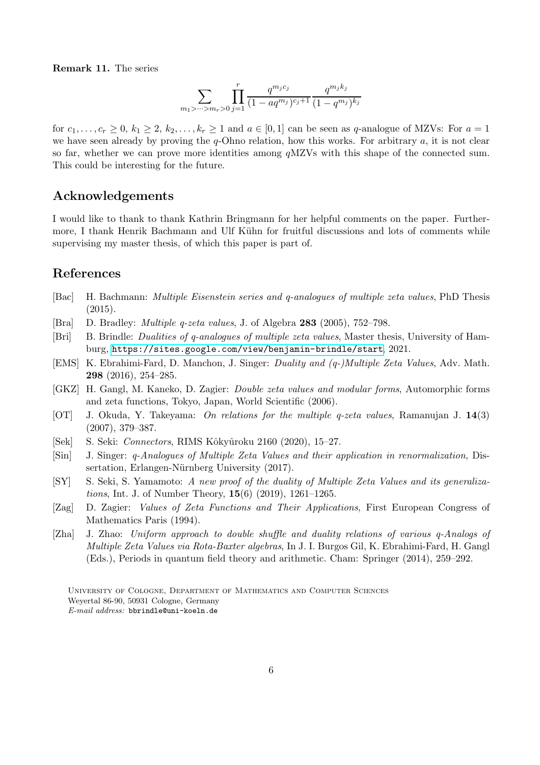**Remark 11.** The series

$$\sum_{m_1>\cdots>m_r>0}\prod_{j=1}^{r}\frac{q^{m_jc_j}}{(1-aq^{m_j})^{c_j+1}}\frac{q^{m_jk_j}}{(1-q^{m_j})^{k_j}}$$

for $c_1,\ldots,c_r\geq 0$, $k_1\geq 2$, $k_2,\ldots,k_r\geq 1$ and $a\in[0,1]$ can be seen as $q$-analogue of MZVs: For $a=1$ we have seen already by proving the $q$-Ohno relation, how this works. For arbitrary $a$, it is not clear so far, whether we can prove more identities among $q$MZVs with this shape of the connected sum. This could be interesting for the future.

## Acknowledgements

I would like to thank to thank Kathrin Bringmann for her helpful comments on the paper. Furthermore, I thank Henrik Bachmann and Ulf Kühn for fruitful discussions and lots of comments while supervising my master thesis, of which this paper is part of.

## References

[Bac] H. Bachmann: *Multiple Eisenstein series and q-analogues of multiple zeta values*, PhD Thesis (2015).

[Bra] D. Bradley: *Multiple q-zeta values*, J. of Algebra **283** (2005), 752–798.

[Bri] B. Brindle: *Dualities of q-analogues of multiple zeta values*, Master thesis, University of Hamburg, https://sites.google.com/view/benjamin-brindle/start, 2021.

[EMS] K. Ebrahimi-Fard, D. Manchon, J. Singer: *Duality and (q-)Multiple Zeta Values*, Adv. Math. **298** (2016), 254–285.

[GKZ] H. Gangl, M. Kaneko, D. Zagier: *Double zeta values and modular forms*, Automorphic forms and zeta functions, Tokyo, Japan, World Scientific (2006).

[OT] J. Okuda, Y. Takeyama: *On relations for the multiple q-zeta values*, Ramanujan J. **14**(3) (2007), 379–387.

[Sek] S. Seki: *Connectors*, RIMS Kôkyûroku 2160 (2020), 15–27.

[Sin] J. Singer: *q-Analogues of Multiple Zeta Values and their application in renormalization*, Dissertation, Erlangen-Nürnberg University (2017).

[SY] S. Seki, S. Yamamoto: *A new proof of the duality of Multiple Zeta Values and its generalizations*, Int. J. of Number Theory, **15**(6) (2019), 1261–1265.

[Zag] D. Zagier: *Values of Zeta Functions and Their Applications*, First European Congress of Mathematics Paris (1994).

[Zha] J. Zhao: *Uniform approach to double shuffle and duality relations of various q-Analogs of Multiple Zeta Values via Rota-Baxter algebras*, In J. I. Burgos Gil, K. Ebrahimi-Fard, H. Gangl (Eds.), Periods in quantum field theory and arithmetic. Cham: Springer (2014), 259–292.

University of Cologne, Department of Mathematics and Computer Sciences
Weyertal 86-90, 50931 Cologne, Germany
*E-mail address:* bbrindle@uni-koeln.de